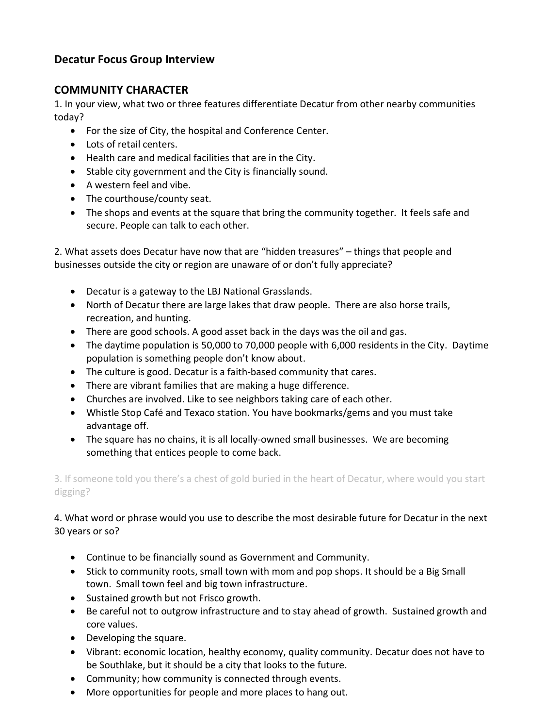## Decatur Focus Group Interview

## COMMUNITY CHARACTER

1. In your view, what two or three features differentiate Decatur from other nearby communities today?

- For the size of City, the hospital and Conference Center.
- Lots of retail centers.
- Health care and medical facilities that are in the City.
- Stable city government and the City is financially sound.
- A western feel and vibe.
- The courthouse/county seat.
- The shops and events at the square that bring the community together. It feels safe and secure. People can talk to each other.

2. What assets does Decatur have now that are "hidden treasures" – things that people and businesses outside the city or region are unaware of or don't fully appreciate?

- Decatur is a gateway to the LBJ National Grasslands.
- North of Decatur there are large lakes that draw people. There are also horse trails, recreation, and hunting.
- There are good schools. A good asset back in the days was the oil and gas.
- The daytime population is 50,000 to 70,000 people with 6,000 residents in the City. Daytime population is something people don't know about.
- The culture is good. Decatur is a faith-based community that cares.
- There are vibrant families that are making a huge difference.
- Churches are involved. Like to see neighbors taking care of each other.
- Whistle Stop Café and Texaco station. You have bookmarks/gems and you must take advantage off.
- The square has no chains, it is all locally-owned small businesses. We are becoming something that entices people to come back.

3. If someone told you there's a chest of gold buried in the heart of Decatur, where would you start digging?

4. What word or phrase would you use to describe the most desirable future for Decatur in the next 30 years or so?

- Continue to be financially sound as Government and Community.
- Stick to community roots, small town with mom and pop shops. It should be a Big Small town. Small town feel and big town infrastructure.
- Sustained growth but not Frisco growth.
- Be careful not to outgrow infrastructure and to stay ahead of growth. Sustained growth and core values.
- Developing the square.
- Vibrant: economic location, healthy economy, quality community. Decatur does not have to be Southlake, but it should be a city that looks to the future.
- Community; how community is connected through events.
- More opportunities for people and more places to hang out.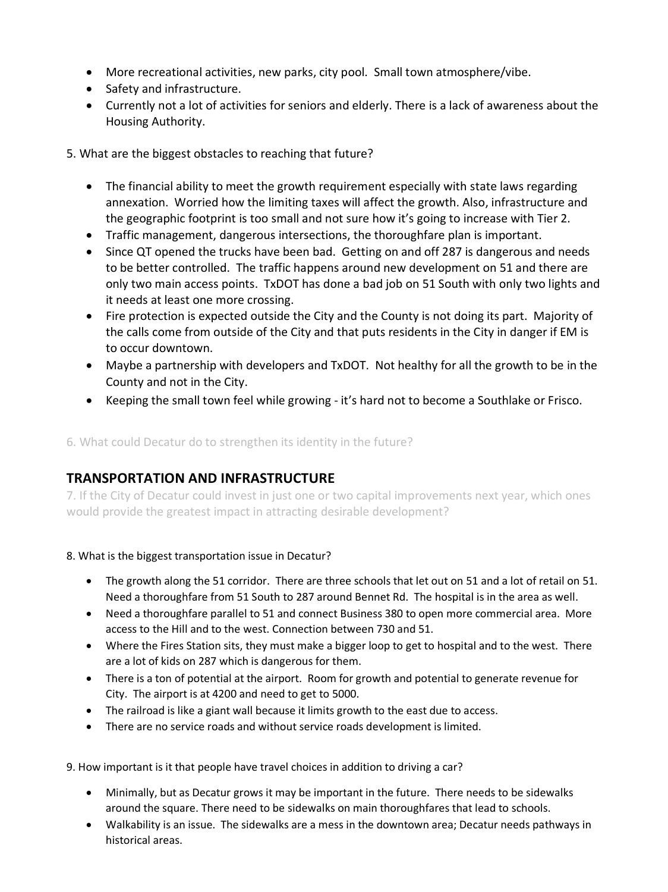- More recreational activities, new parks, city pool. Small town atmosphere/vibe.
- Safety and infrastructure.
- Currently not a lot of activities for seniors and elderly. There is a lack of awareness about the Housing Authority.

5. What are the biggest obstacles to reaching that future?

- The financial ability to meet the growth requirement especially with state laws regarding annexation. Worried how the limiting taxes will affect the growth. Also, infrastructure and the geographic footprint is too small and not sure how it's going to increase with Tier 2.
- Traffic management, dangerous intersections, the thoroughfare plan is important.
- Since QT opened the trucks have been bad. Getting on and off 287 is dangerous and needs to be better controlled. The traffic happens around new development on 51 and there are only two main access points. TxDOT has done a bad job on 51 South with only two lights and it needs at least one more crossing.
- Fire protection is expected outside the City and the County is not doing its part. Majority of the calls come from outside of the City and that puts residents in the City in danger if EM is to occur downtown.
- Maybe a partnership with developers and TxDOT. Not healthy for all the growth to be in the County and not in the City.
- Keeping the small town feel while growing - it's hard not to become a Southlake or Frisco.

6. What could Decatur do to strengthen its identity in the future?

## TRANSPORTATION AND INFRASTRUCTURE

7. If the City of Decatur could invest in just one or two capital improvements next year, which ones would provide the greatest impact in attracting desirable development?

8. What is the biggest transportation issue in Decatur?

- The growth along the 51 corridor. There are three schools that let out on 51 and a lot of retail on 51. Need a thoroughfare from 51 South to 287 around Bennet Rd. The hospital is in the area as well.
- Need a thoroughfare parallel to 51 and connect Business 380 to open more commercial area. More access to the Hill and to the west. Connection between 730 and 51.
- Where the Fires Station sits, they must make a bigger loop to get to hospital and to the west. There are a lot of kids on 287 which is dangerous for them.
- There is a ton of potential at the airport. Room for growth and potential to generate revenue for City. The airport is at 4200 and need to get to 5000.
- The railroad is like a giant wall because it limits growth to the east due to access.
- There are no service roads and without service roads development is limited.

9. How important is it that people have travel choices in addition to driving a car?

- Minimally, but as Decatur grows it may be important in the future. There needs to be sidewalks around the square. There need to be sidewalks on main thoroughfares that lead to schools.
- Walkability is an issue. The sidewalks are a mess in the downtown area; Decatur needs pathways in historical areas.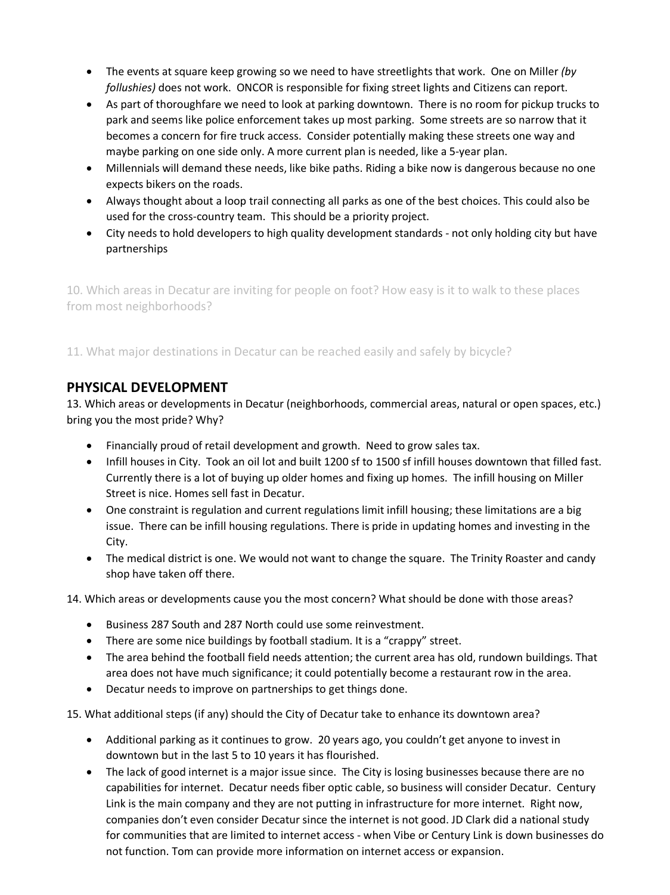- The events at square keep growing so we need to have streetlights that work. One on Miller *(by follushies)* does not work. ONCOR is responsible for fixing street lights and Citizens can report.
- As part of thoroughfare we need to look at parking downtown. There is no room for pickup trucks to park and seems like police enforcement takes up most parking. Some streets are so narrow that it becomes a concern for fire truck access. Consider potentially making these streets one way and maybe parking on one side only. A more current plan is needed, like a 5-year plan.
- Millennials will demand these needs, like bike paths. Riding a bike now is dangerous because no one expects bikers on the roads.
- Always thought about a loop trail connecting all parks as one of the best choices. This could also be used for the cross-country team. This should be a priority project.
- City needs to hold developers to high quality development standards - not only holding city but have partnerships

10. Which areas in Decatur are inviting for people on foot? How easy is it to walk to these places from most neighborhoods?

11. What major destinations in Decatur can be reached easily and safely by bicycle?

## PHYSICAL DEVELOPMENT

13. Which areas or developments in Decatur (neighborhoods, commercial areas, natural or open spaces, etc.) bring you the most pride? Why?

- Financially proud of retail development and growth. Need to grow sales tax.
- Infill houses in City. Took an oil lot and built 1200 sf to 1500 sf infill houses downtown that filled fast. Currently there is a lot of buying up older homes and fixing up homes. The infill housing on Miller Street is nice. Homes sell fast in Decatur.
- One constraint is regulation and current regulations limit infill housing; these limitations are a big issue. There can be infill housing regulations. There is pride in updating homes and investing in the City.
- The medical district is one. We would not want to change the square. The Trinity Roaster and candy shop have taken off there.

14. Which areas or developments cause you the most concern? What should be done with those areas?

- Business 287 South and 287 North could use some reinvestment.
- There are some nice buildings by football stadium. It is a "crappy" street.
- The area behind the football field needs attention; the current area has old, rundown buildings. That area does not have much significance; it could potentially become a restaurant row in the area.
- Decatur needs to improve on partnerships to get things done.

15. What additional steps (if any) should the City of Decatur take to enhance its downtown area?

- Additional parking as it continues to grow. 20 years ago, you couldn't get anyone to invest in downtown but in the last 5 to 10 years it has flourished.
- The lack of good internet is a major issue since. The City is losing businesses because there are no capabilities for internet. Decatur needs fiber optic cable, so business will consider Decatur. Century Link is the main company and they are not putting in infrastructure for more internet. Right now, companies don't even consider Decatur since the internet is not good. JD Clark did a national study for communities that are limited to internet access - when Vibe or Century Link is down businesses do not function. Tom can provide more information on internet access or expansion.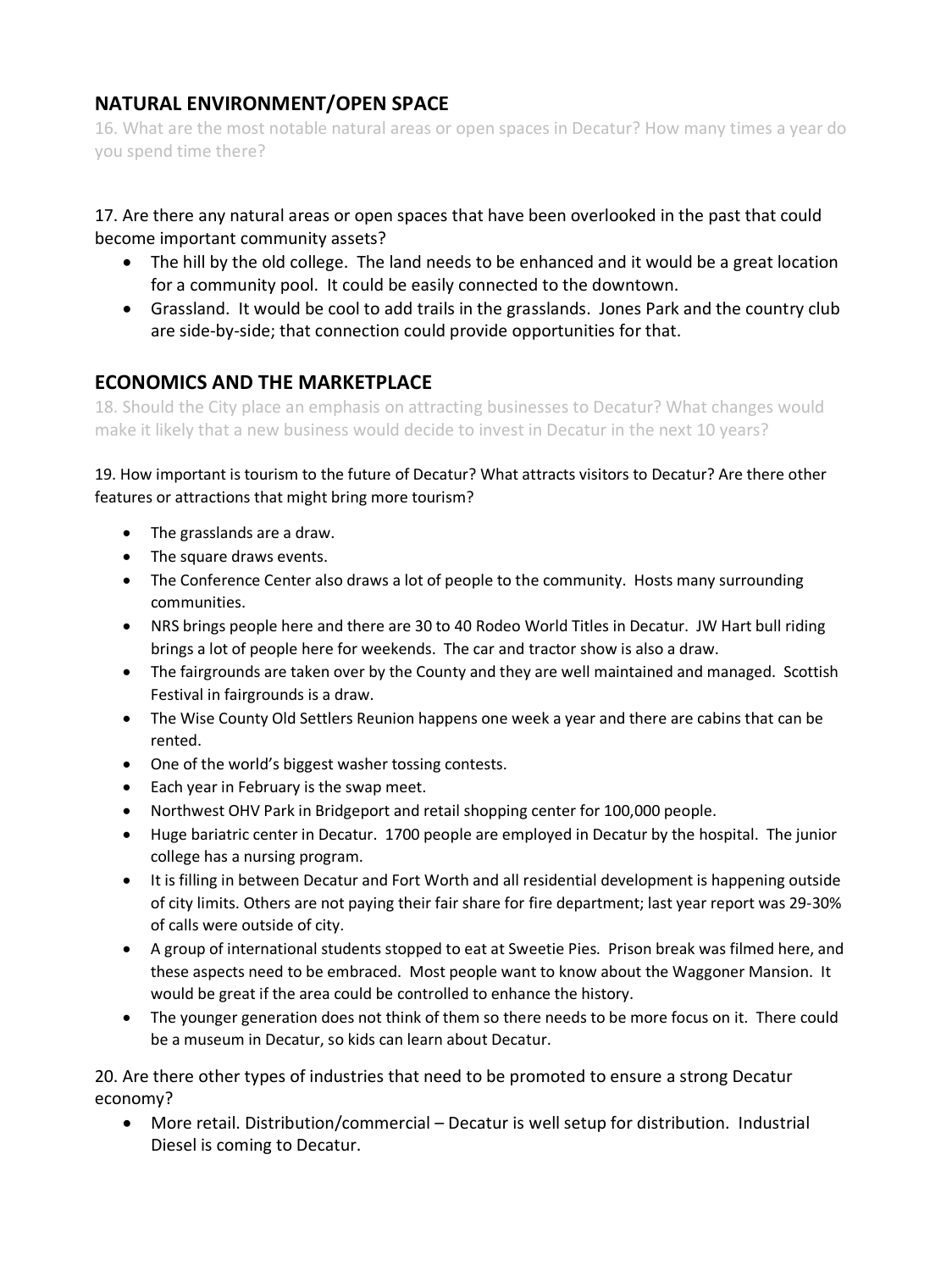## NATURAL ENVIRONMENT/OPEN SPACE

16. What are the most notable natural areas or open spaces in Decatur? How many times a year do you spend time there?

17. Are there any natural areas or open spaces that have been overlooked in the past that could become important community assets?

- The hill by the old college. The land needs to be enhanced and it would be a great location for a community pool. It could be easily connected to the downtown.
- Grassland. It would be cool to add trails in the grasslands. Jones Park and the country club are side-by-side; that connection could provide opportunities for that.

## ECONOMICS AND THE MARKETPLACE

18. Should the City place an emphasis on attracting businesses to Decatur? What changes would make it likely that a new business would decide to invest in Decatur in the next 10 years?

19. How important is tourism to the future of Decatur? What attracts visitors to Decatur? Are there other features or attractions that might bring more tourism?

- The grasslands are a draw.
- The square draws events.
- The Conference Center also draws a lot of people to the community. Hosts many surrounding communities.
- NRS brings people here and there are 30 to 40 Rodeo World Titles in Decatur. JW Hart bull riding brings a lot of people here for weekends. The car and tractor show is also a draw.
- The fairgrounds are taken over by the County and they are well maintained and managed. Scottish Festival in fairgrounds is a draw.
- The Wise County Old Settlers Reunion happens one week a year and there are cabins that can be rented.
- One of the world's biggest washer tossing contests.
- Each year in February is the swap meet.
- Northwest OHV Park in Bridgeport and retail shopping center for 100,000 people.
- Huge bariatric center in Decatur. 1700 people are employed in Decatur by the hospital. The junior college has a nursing program.
- It is filling in between Decatur and Fort Worth and all residential development is happening outside of city limits. Others are not paying their fair share for fire department; last year report was 29-30% of calls were outside of city.
- A group of international students stopped to eat at Sweetie Pies. Prison break was filmed here, and these aspects need to be embraced. Most people want to know about the Waggoner Mansion. It would be great if the area could be controlled to enhance the history.
- The younger generation does not think of them so there needs to be more focus on it. There could be a museum in Decatur, so kids can learn about Decatur.

20. Are there other types of industries that need to be promoted to ensure a strong Decatur economy?

- More retail. Distribution/commercial – Decatur is well setup for distribution. Industrial Diesel is coming to Decatur.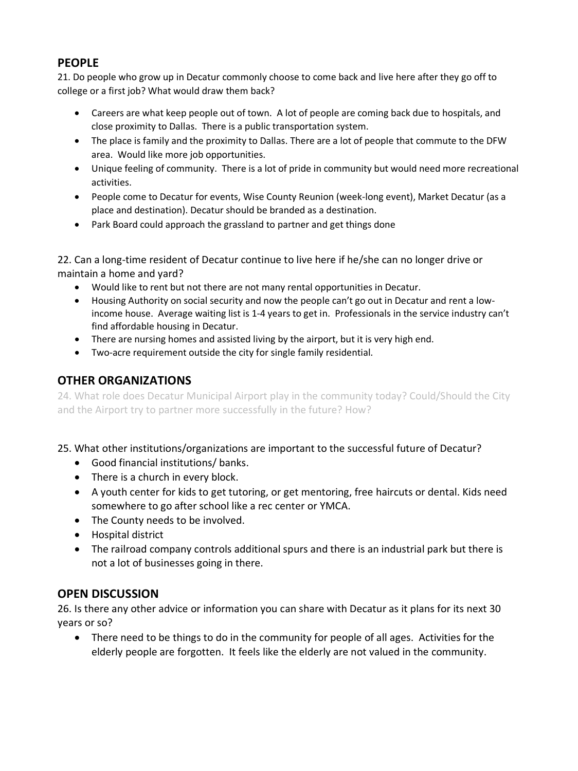## PEOPLE

21. Do people who grow up in Decatur commonly choose to come back and live here after they go off to college or a first job? What would draw them back?

- Careers are what keep people out of town. A lot of people are coming back due to hospitals, and close proximity to Dallas. There is a public transportation system.
- The place is family and the proximity to Dallas. There are a lot of people that commute to the DFW area. Would like more job opportunities.
- Unique feeling of community. There is a lot of pride in community but would need more recreational activities.
- People come to Decatur for events, Wise County Reunion (week-long event), Market Decatur (as a place and destination). Decatur should be branded as a destination.
- Park Board could approach the grassland to partner and get things done

22. Can a long-time resident of Decatur continue to live here if he/she can no longer drive or maintain a home and yard?

- Would like to rent but not there are not many rental opportunities in Decatur.
- Housing Authority on social security and now the people can't go out in Decatur and rent a low-income house. Average waiting list is 1-4 years to get in. Professionals in the service industry can't find affordable housing in Decatur.
- There are nursing homes and assisted living by the airport, but it is very high end.
- Two-acre requirement outside the city for single family residential.

## OTHER ORGANIZATIONS

24. What role does Decatur Municipal Airport play in the community today? Could/Should the City and the Airport try to partner more successfully in the future? How?

25. What other institutions/organizations are important to the successful future of Decatur?

- Good financial institutions/ banks.
- There is a church in every block.
- A youth center for kids to get tutoring, or get mentoring, free haircuts or dental. Kids need somewhere to go after school like a rec center or YMCA.
- The County needs to be involved.
- Hospital district
- The railroad company controls additional spurs and there is an industrial park but there is not a lot of businesses going in there.

## OPEN DISCUSSION

26. Is there any other advice or information you can share with Decatur as it plans for its next 30 years or so?

- There need to be things to do in the community for people of all ages. Activities for the elderly people are forgotten. It feels like the elderly are not valued in the community.